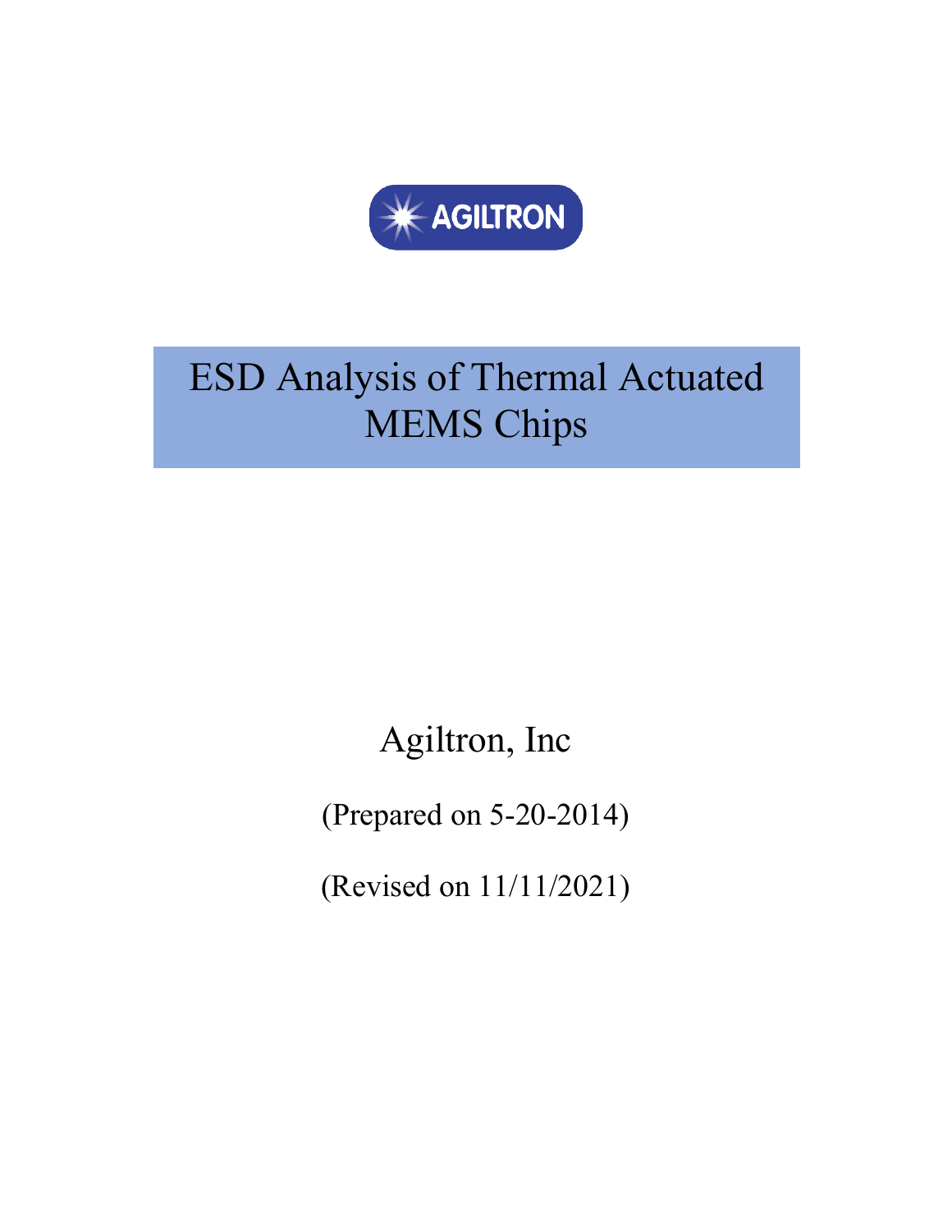AGILTRON

# ESD Analysis of Thermal Actuated MEMS Chips

Agiltron, Inc

(Prepared on 5-20-2014)

(Revised on 11/11/2021)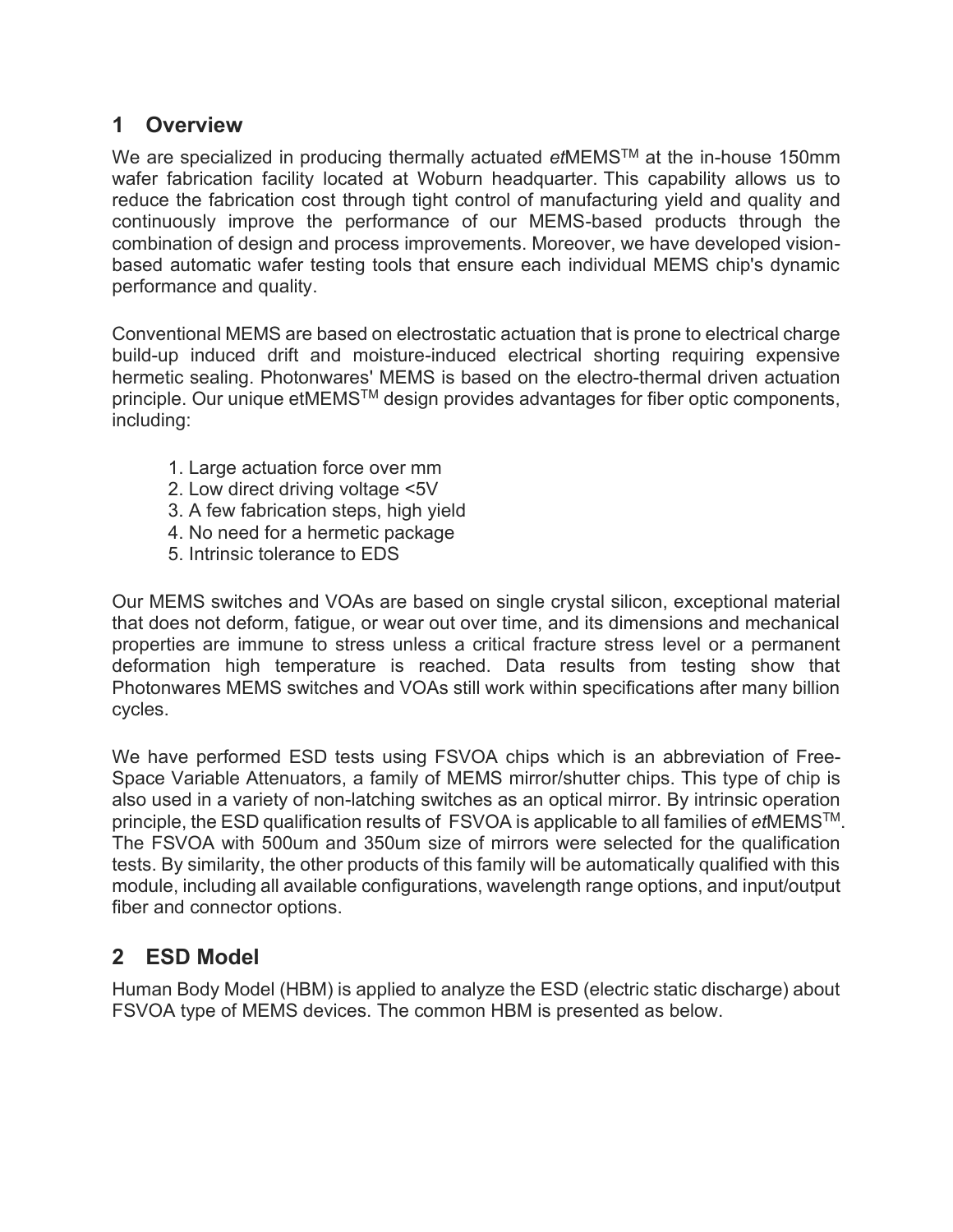## 1 Overview

We are specialized in producing thermally actuated *et*MEMS™ at the in-house 150mm wafer fabrication facility located at Woburn headquarter. This capability allows us to reduce the fabrication cost through tight control of manufacturing yield and quality and continuously improve the performance of our MEMS-based products through the combination of design and process improvements. Moreover, we have developed vision-based automatic wafer testing tools that ensure each individual MEMS chip's dynamic performance and quality.

Conventional MEMS are based on electrostatic actuation that is prone to electrical charge build-up induced drift and moisture-induced electrical shorting requiring expensive hermetic sealing. Photonwares' MEMS is based on the electro-thermal driven actuation principle. Our unique etMEMS™ design provides advantages for fiber optic components, including:

1. Large actuation force over mm
2. Low direct driving voltage <5V
3. A few fabrication steps, high yield
4. No need for a hermetic package
5. Intrinsic tolerance to EDS

Our MEMS switches and VOAs are based on single crystal silicon, exceptional material that does not deform, fatigue, or wear out over time, and its dimensions and mechanical properties are immune to stress unless a critical fracture stress level or a permanent deformation high temperature is reached. Data results from testing show that Photonwares MEMS switches and VOAs still work within specifications after many billion cycles.

We have performed ESD tests using FSVOA chips which is an abbreviation of Free-Space Variable Attenuators, a family of MEMS mirror/shutter chips. This type of chip is also used in a variety of non-latching switches as an optical mirror. By intrinsic operation principle, the ESD qualification results of FSVOA is applicable to all families of *et*MEMS™. The FSVOA with 500um and 350um size of mirrors were selected for the qualification tests. By similarity, the other products of this family will be automatically qualified with this module, including all available configurations, wavelength range options, and input/output fiber and connector options.

## 2 ESD Model

Human Body Model (HBM) is applied to analyze the ESD (electric static discharge) about FSVOA type of MEMS devices. The common HBM is presented as below.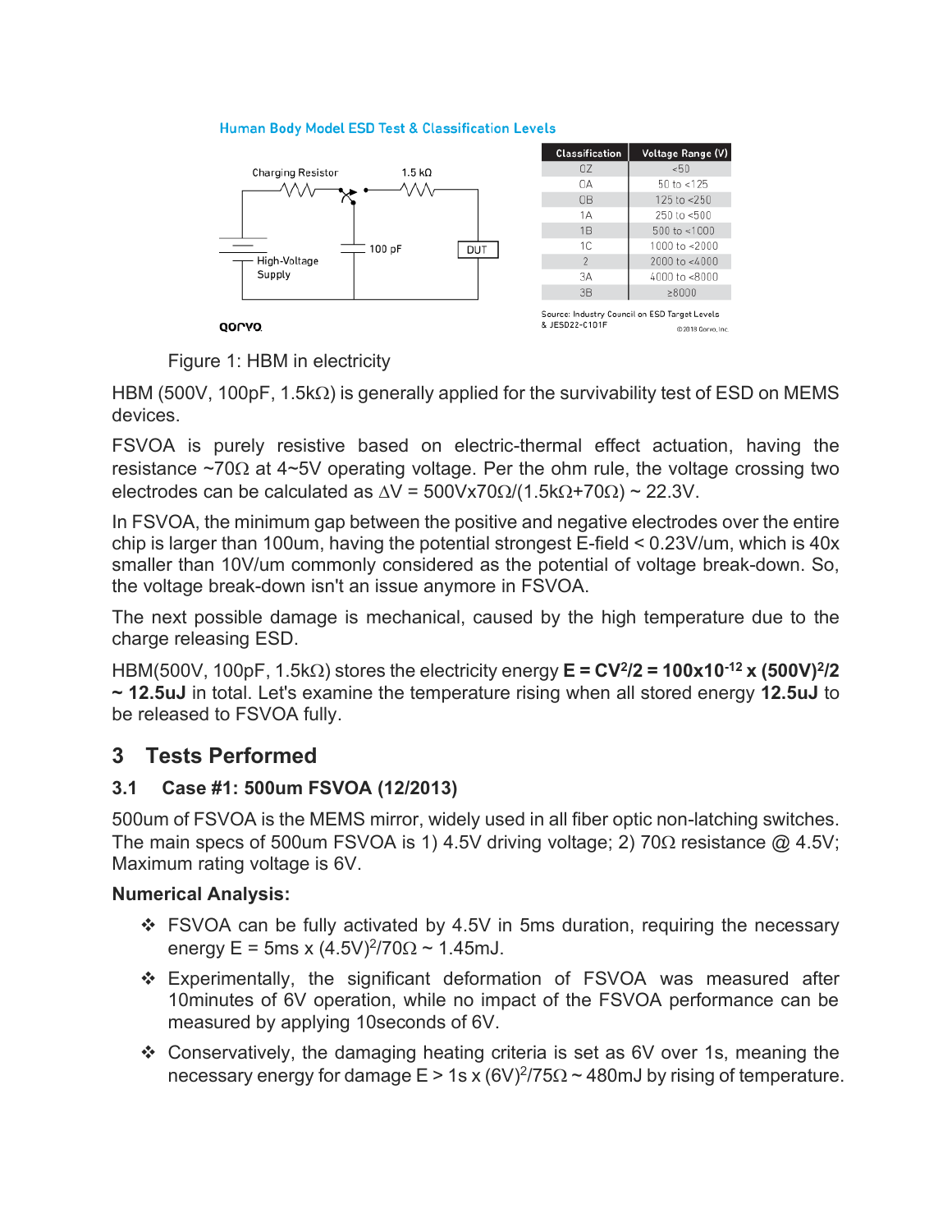Human Body Model ESD Test & Classification Levels

| Classification | Voltage Range (V) |
|---|---|
| 0Z | <50 |
| 0A | 50 to <125 |
| 0B | 125 to <250 |
| 1A | 250 to <500 |
| 1B | 500 to <1000 |
| 1C | 1000 to <2000 |
| 2 | 2000 to <4000 |
| 3A | 4000 to <8000 |
| 3B | ≥8000 |

Source: Industry Council on ESD Target Levels & JESD22-C101F

Figure 1: HBM in electricity

HBM (500V, 100pF, 1.5kΩ) is generally applied for the survivability test of ESD on MEMS devices.

FSVOA is purely resistive based on electric-thermal effect actuation, having the resistance ~70Ω at 4~5V operating voltage. Per the ohm rule, the voltage crossing two electrodes can be calculated as $\Delta V = 500\text{V} \times 70\Omega/(1.5\text{k}\Omega+70\Omega) \sim 22.3\text{V}$.

In FSVOA, the minimum gap between the positive and negative electrodes over the entire chip is larger than 100um, having the potential strongest E-field < 0.23V/um, which is 40x smaller than 10V/um commonly considered as the potential of voltage break-down. So, the voltage break-down isn't an issue anymore in FSVOA.

The next possible damage is mechanical, caused by the high temperature due to the charge releasing ESD.

HBM(500V, 100pF, 1.5kΩ) stores the electricity energy $\mathbf{E = CV^2/2 = 100 \times 10^{-12} \times (500V)^2/2 \sim 12.5uJ}$ in total. Let's examine the temperature rising when all stored energy **12.5uJ** to be released to FSVOA fully.

# 3 Tests Performed

## 3.1 Case #1: 500um FSVOA (12/2013)

500um of FSVOA is the MEMS mirror, widely used in all fiber optic non-latching switches. The main specs of 500um FSVOA is 1) 4.5V driving voltage; 2) 70Ω resistance @ 4.5V; Maximum rating voltage is 6V.

**Numerical Analysis:**

- FSVOA can be fully activated by 4.5V in 5ms duration, requiring the necessary energy $E = 5\text{ms} \times (4.5\text{V})^2/70\Omega \sim 1.45\text{mJ}$.
- Experimentally, the significant deformation of FSVOA was measured after 10minutes of 6V operation, while no impact of the FSVOA performance can be measured by applying 10seconds of 6V.
- Conservatively, the damaging heating criteria is set as 6V over 1s, meaning the necessary energy for damage $E > 1\text{s} \times (6\text{V})^2/75\Omega \sim 480\text{mJ}$ by rising of temperature.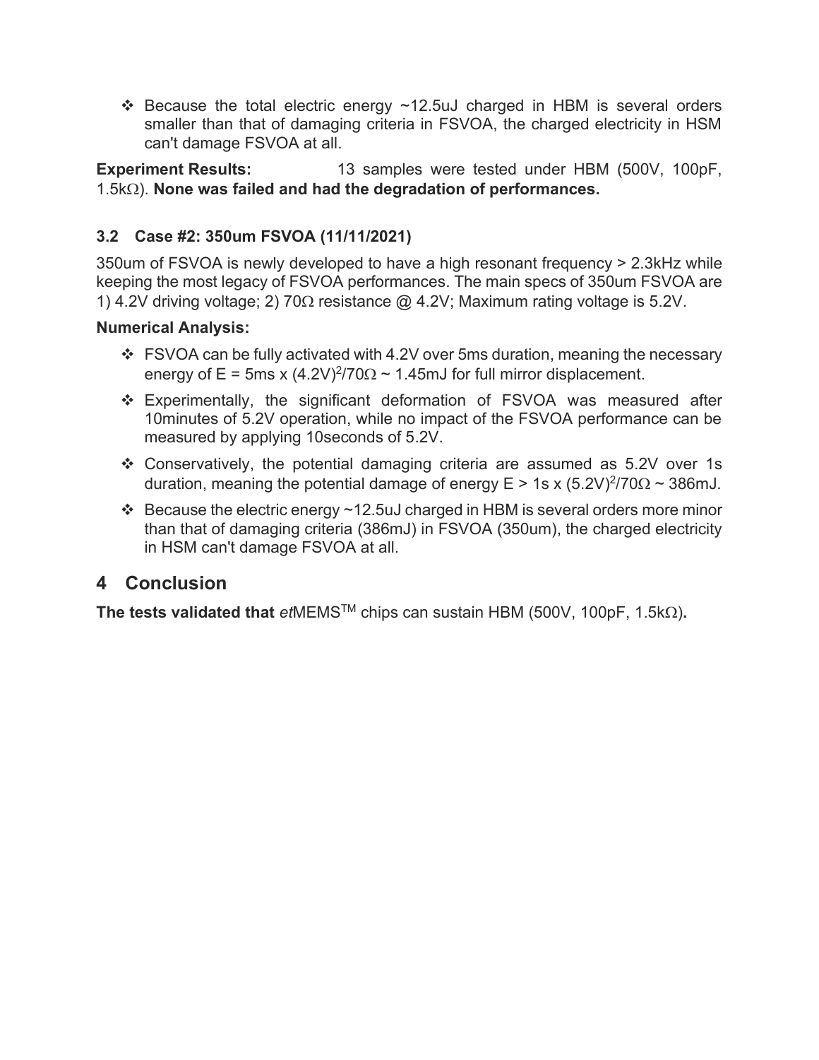- ❖ Because the total electric energy ~12.5uJ charged in HBM is several orders smaller than that of damaging criteria in FSVOA, the charged electricity in HSM can't damage FSVOA at all.

**Experiment Results:** 13 samples were tested under HBM (500V, 100pF, 1.5kΩ). **None was failed and had the degradation of performances.**

### 3.2 Case #2: 350um FSVOA (11/11/2021)

350um of FSVOA is newly developed to have a high resonant frequency > 2.3kHz while keeping the most legacy of FSVOA performances. The main specs of 350um FSVOA are 1) 4.2V driving voltage; 2) 70Ω resistance @ 4.2V; Maximum rating voltage is 5.2V.

**Numerical Analysis:**

- ❖ FSVOA can be fully activated with 4.2V over 5ms duration, meaning the necessary energy of $E = 5ms \times (4.2V)^2/70\Omega \sim 1.45mJ$ for full mirror displacement.
- ❖ Experimentally, the significant deformation of FSVOA was measured after 10minutes of 5.2V operation, while no impact of the FSVOA performance can be measured by applying 10seconds of 5.2V.
- ❖ Conservatively, the potential damaging criteria are assumed as 5.2V over 1s duration, meaning the potential damage of energy $E > 1s \times (5.2V)^2/70\Omega \sim 386mJ$.
- ❖ Because the electric energy ~12.5uJ charged in HBM is several orders more minor than that of damaging criteria (386mJ) in FSVOA (350um), the charged electricity in HSM can't damage FSVOA at all.

## 4 Conclusion

**The tests validated that** *et*MEMS[TM] chips can sustain HBM (500V, 100pF, 1.5kΩ)**.**